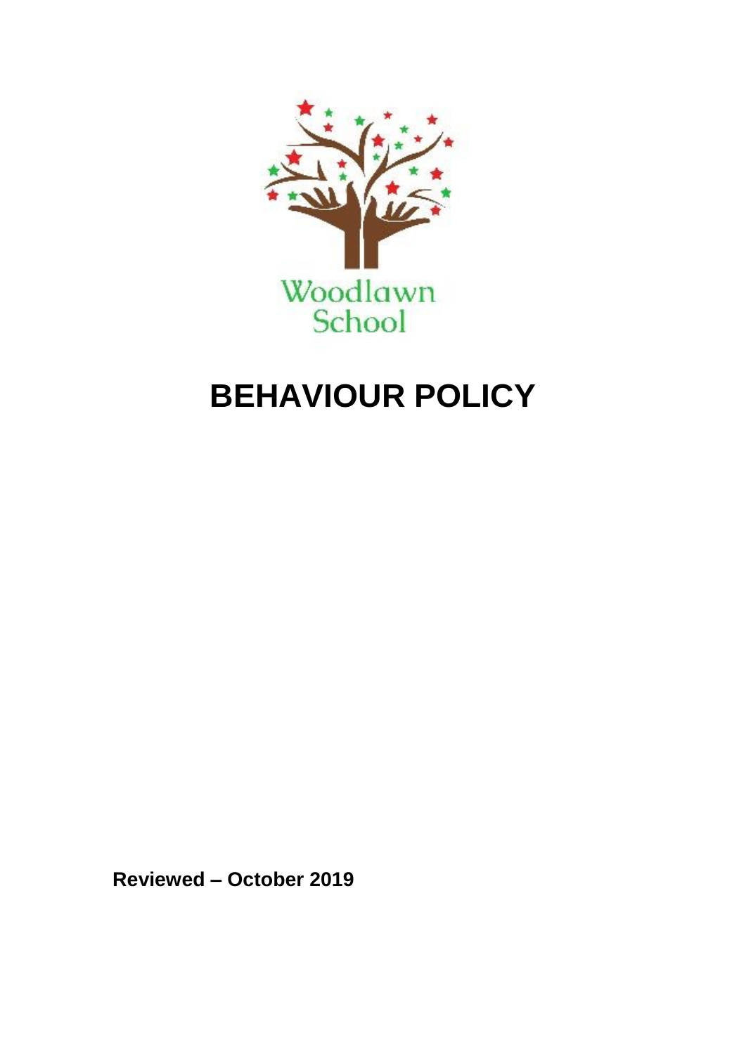Woodlawn School

# BEHAVIOUR POLICY

**Reviewed – October 2019**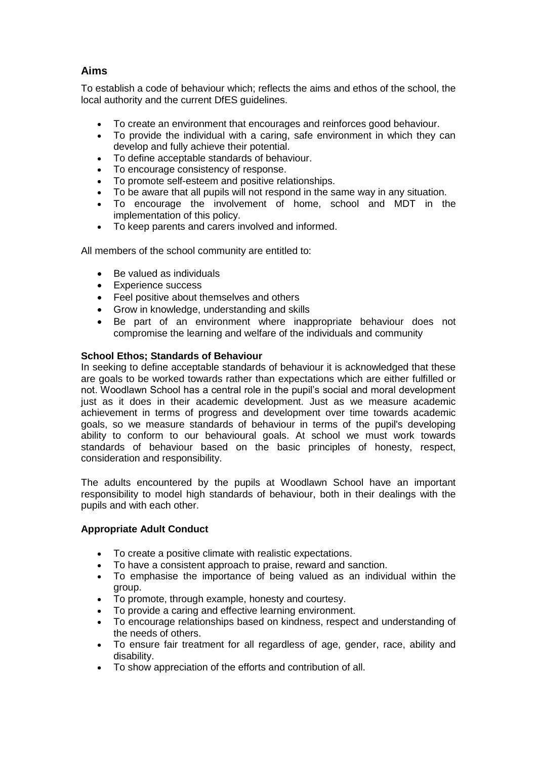## Aims

To establish a code of behaviour which; reflects the aims and ethos of the school, the local authority and the current DfES guidelines.

- To create an environment that encourages and reinforces good behaviour.
- To provide the individual with a caring, safe environment in which they can develop and fully achieve their potential.
- To define acceptable standards of behaviour.
- To encourage consistency of response.
- To promote self-esteem and positive relationships.
- To be aware that all pupils will not respond in the same way in any situation.
- To encourage the involvement of home, school and MDT in the implementation of this policy.
- To keep parents and carers involved and informed.

All members of the school community are entitled to:

- Be valued as individuals
- Experience success
- Feel positive about themselves and others
- Grow in knowledge, understanding and skills
- Be part of an environment where inappropriate behaviour does not compromise the learning and welfare of the individuals and community

**School Ethos; Standards of Behaviour**

In seeking to define acceptable standards of behaviour it is acknowledged that these are goals to be worked towards rather than expectations which are either fulfilled or not. Woodlawn School has a central role in the pupil's social and moral development just as it does in their academic development. Just as we measure academic achievement in terms of progress and development over time towards academic goals, so we measure standards of behaviour in terms of the pupil's developing ability to conform to our behavioural goals. At school we must work towards standards of behaviour based on the basic principles of honesty, respect, consideration and responsibility.

The adults encountered by the pupils at Woodlawn School have an important responsibility to model high standards of behaviour, both in their dealings with the pupils and with each other.

**Appropriate Adult Conduct**

- To create a positive climate with realistic expectations.
- To have a consistent approach to praise, reward and sanction.
- To emphasise the importance of being valued as an individual within the group.
- To promote, through example, honesty and courtesy.
- To provide a caring and effective learning environment.
- To encourage relationships based on kindness, respect and understanding of the needs of others.
- To ensure fair treatment for all regardless of age, gender, race, ability and disability.
- To show appreciation of the efforts and contribution of all.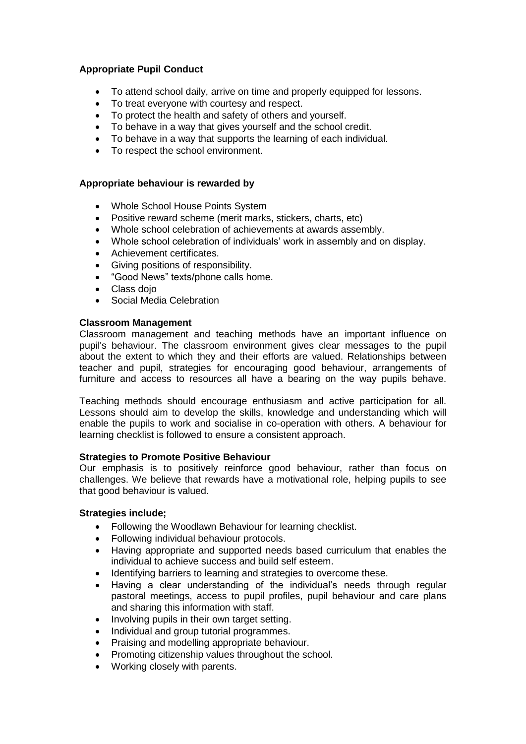**Appropriate Pupil Conduct**

- To attend school daily, arrive on time and properly equipped for lessons.
- To treat everyone with courtesy and respect.
- To protect the health and safety of others and yourself.
- To behave in a way that gives yourself and the school credit.
- To behave in a way that supports the learning of each individual.
- To respect the school environment.

**Appropriate behaviour is rewarded by**

- Whole School House Points System
- Positive reward scheme (merit marks, stickers, charts, etc)
- Whole school celebration of achievements at awards assembly.
- Whole school celebration of individuals' work in assembly and on display.
- Achievement certificates.
- Giving positions of responsibility.
- "Good News" texts/phone calls home.
- Class dojo
- Social Media Celebration

**Classroom Management**

Classroom management and teaching methods have an important influence on pupil's behaviour. The classroom environment gives clear messages to the pupil about the extent to which they and their efforts are valued. Relationships between teacher and pupil, strategies for encouraging good behaviour, arrangements of furniture and access to resources all have a bearing on the way pupils behave.

Teaching methods should encourage enthusiasm and active participation for all. Lessons should aim to develop the skills, knowledge and understanding which will enable the pupils to work and socialise in co-operation with others. A behaviour for learning checklist is followed to ensure a consistent approach.

**Strategies to Promote Positive Behaviour**

Our emphasis is to positively reinforce good behaviour, rather than focus on challenges. We believe that rewards have a motivational role, helping pupils to see that good behaviour is valued.

**Strategies include;**

- Following the Woodlawn Behaviour for learning checklist.
- Following individual behaviour protocols.
- Having appropriate and supported needs based curriculum that enables the individual to achieve success and build self esteem.
- Identifying barriers to learning and strategies to overcome these.
- Having a clear understanding of the individual's needs through regular pastoral meetings, access to pupil profiles, pupil behaviour and care plans and sharing this information with staff.
- Involving pupils in their own target setting.
- Individual and group tutorial programmes.
- Praising and modelling appropriate behaviour.
- Promoting citizenship values throughout the school.
- Working closely with parents.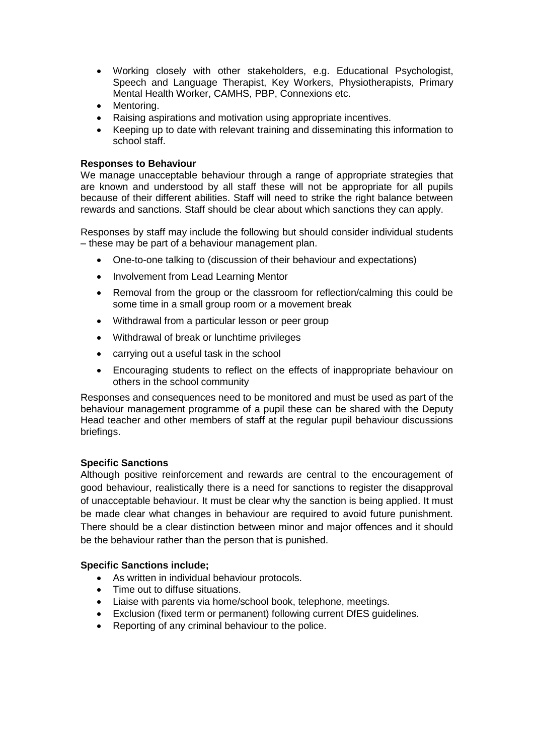- Working closely with other stakeholders, e.g. Educational Psychologist, Speech and Language Therapist, Key Workers, Physiotherapists, Primary Mental Health Worker, CAMHS, PBP, Connexions etc.
- Mentoring.
- Raising aspirations and motivation using appropriate incentives.
- Keeping up to date with relevant training and disseminating this information to school staff.

**Responses to Behaviour**

We manage unacceptable behaviour through a range of appropriate strategies that are known and understood by all staff these will not be appropriate for all pupils because of their different abilities. Staff will need to strike the right balance between rewards and sanctions. Staff should be clear about which sanctions they can apply.

Responses by staff may include the following but should consider individual students – these may be part of a behaviour management plan.

- One-to-one talking to (discussion of their behaviour and expectations)
- Involvement from Lead Learning Mentor
- Removal from the group or the classroom for reflection/calming this could be some time in a small group room or a movement break
- Withdrawal from a particular lesson or peer group
- Withdrawal of break or lunchtime privileges
- carrying out a useful task in the school
- Encouraging students to reflect on the effects of inappropriate behaviour on others in the school community

Responses and consequences need to be monitored and must be used as part of the behaviour management programme of a pupil these can be shared with the Deputy Head teacher and other members of staff at the regular pupil behaviour discussions briefings.

**Specific Sanctions**

Although positive reinforcement and rewards are central to the encouragement of good behaviour, realistically there is a need for sanctions to register the disapproval of unacceptable behaviour. It must be clear why the sanction is being applied. It must be made clear what changes in behaviour are required to avoid future punishment. There should be a clear distinction between minor and major offences and it should be the behaviour rather than the person that is punished.

**Specific Sanctions include;**

- As written in individual behaviour protocols.
- Time out to diffuse situations.
- Liaise with parents via home/school book, telephone, meetings.
- Exclusion (fixed term or permanent) following current DfES guidelines.
- Reporting of any criminal behaviour to the police.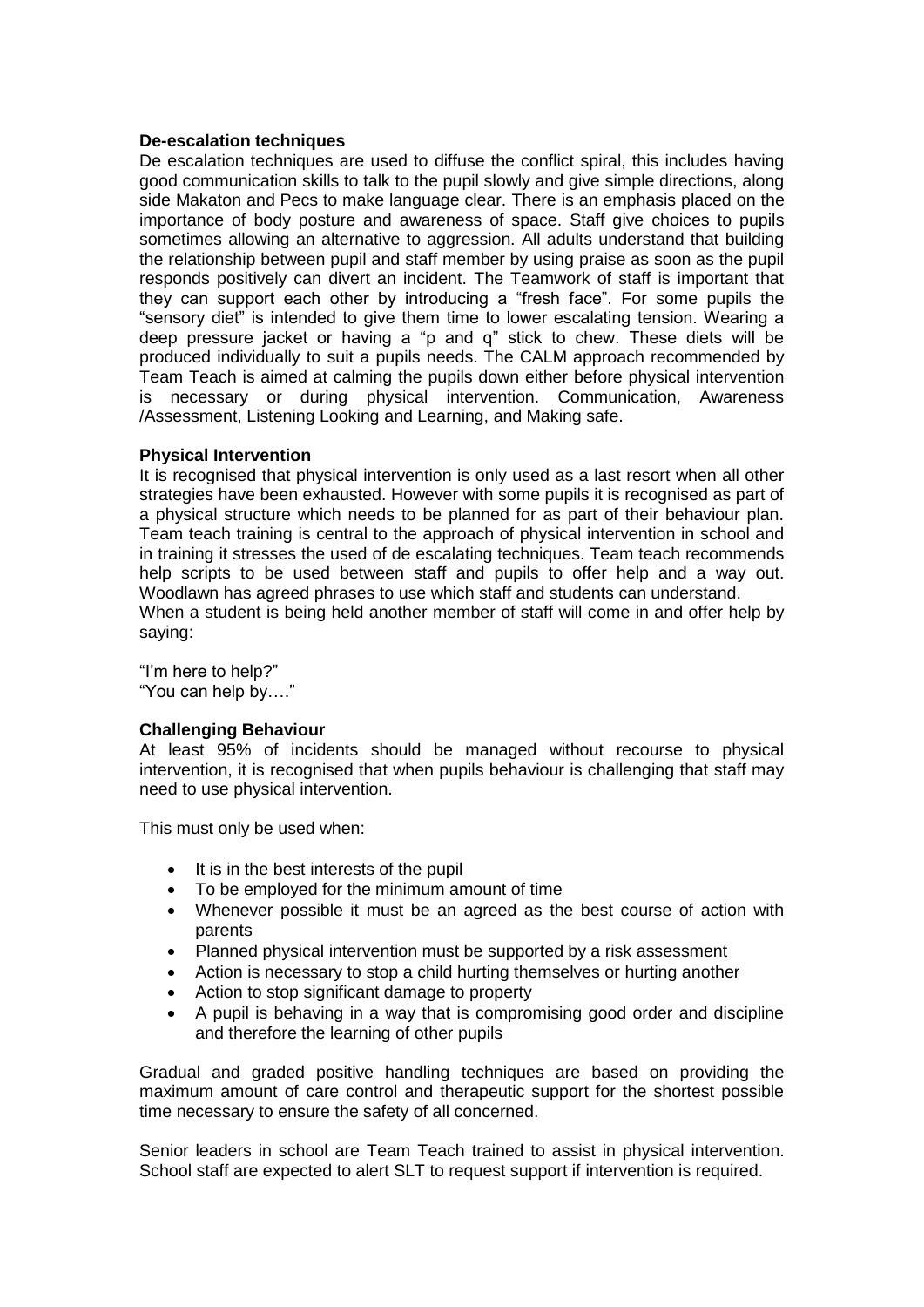**De-escalation techniques**

De escalation techniques are used to diffuse the conflict spiral, this includes having good communication skills to talk to the pupil slowly and give simple directions, along side Makaton and Pecs to make language clear. There is an emphasis placed on the importance of body posture and awareness of space. Staff give choices to pupils sometimes allowing an alternative to aggression. All adults understand that building the relationship between pupil and staff member by using praise as soon as the pupil responds positively can divert an incident. The Teamwork of staff is important that they can support each other by introducing a "fresh face". For some pupils the "sensory diet" is intended to give them time to lower escalating tension. Wearing a deep pressure jacket or having a "p and q" stick to chew. These diets will be produced individually to suit a pupils needs. The CALM approach recommended by Team Teach is aimed at calming the pupils down either before physical intervention is necessary or during physical intervention. Communication, Awareness /Assessment, Listening Looking and Learning, and Making safe.

**Physical Intervention**

It is recognised that physical intervention is only used as a last resort when all other strategies have been exhausted. However with some pupils it is recognised as part of a physical structure which needs to be planned for as part of their behaviour plan. Team teach training is central to the approach of physical intervention in school and in training it stresses the used of de escalating techniques. Team teach recommends help scripts to be used between staff and pupils to offer help and a way out. Woodlawn has agreed phrases to use which staff and students can understand.
When a student is being held another member of staff will come in and offer help by saying:

"I'm here to help?"
"You can help by…."

**Challenging Behaviour**

At least 95% of incidents should be managed without recourse to physical intervention, it is recognised that when pupils behaviour is challenging that staff may need to use physical intervention.

This must only be used when:

- It is in the best interests of the pupil
- To be employed for the minimum amount of time
- Whenever possible it must be an agreed as the best course of action with parents
- Planned physical intervention must be supported by a risk assessment
- Action is necessary to stop a child hurting themselves or hurting another
- Action to stop significant damage to property
- A pupil is behaving in a way that is compromising good order and discipline and therefore the learning of other pupils

Gradual and graded positive handling techniques are based on providing the maximum amount of care control and therapeutic support for the shortest possible time necessary to ensure the safety of all concerned.

Senior leaders in school are Team Teach trained to assist in physical intervention. School staff are expected to alert SLT to request support if intervention is required.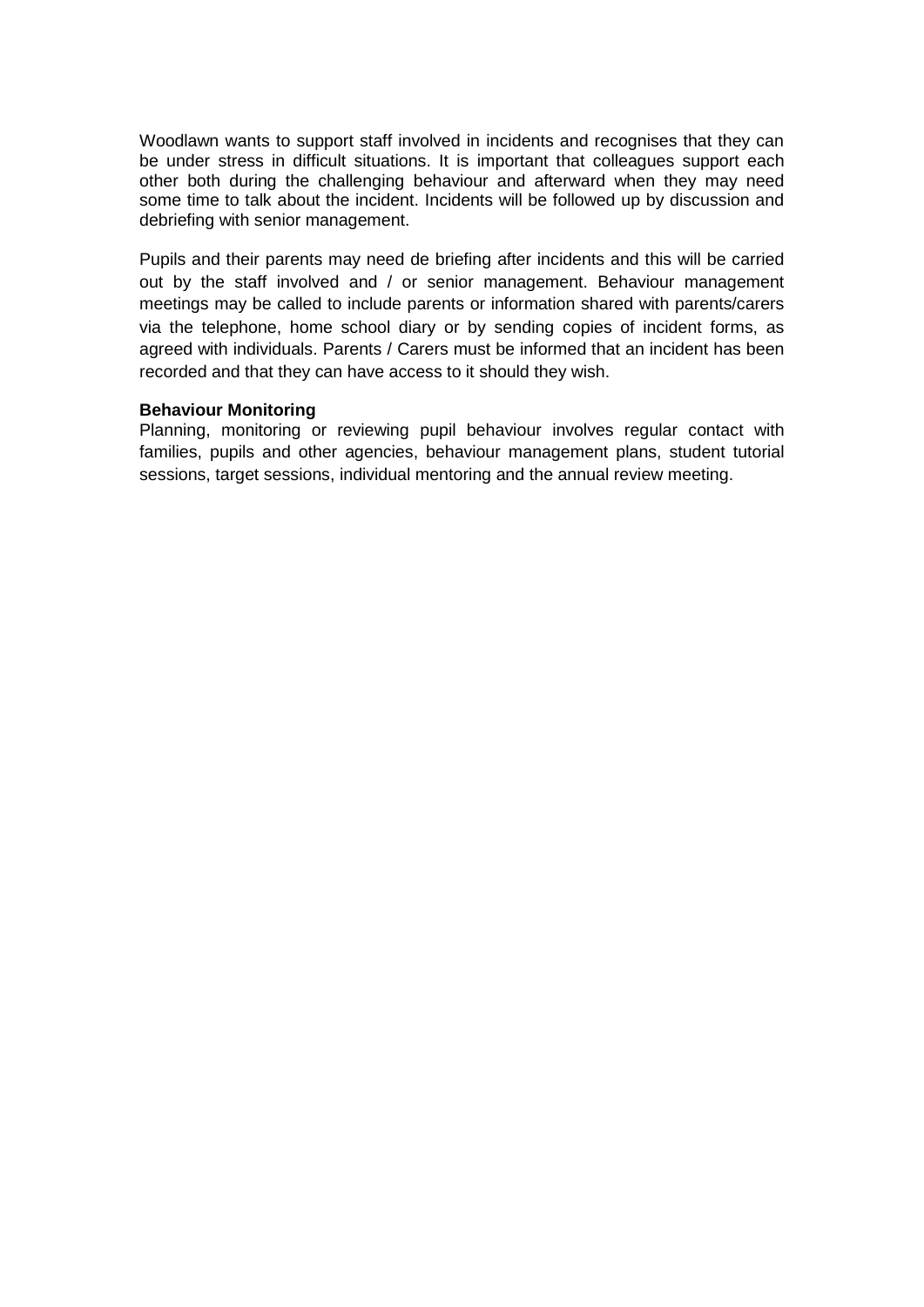Woodlawn wants to support staff involved in incidents and recognises that they can be under stress in difficult situations. It is important that colleagues support each other both during the challenging behaviour and afterward when they may need some time to talk about the incident. Incidents will be followed up by discussion and debriefing with senior management.

Pupils and their parents may need de briefing after incidents and this will be carried out by the staff involved and / or senior management. Behaviour management meetings may be called to include parents or information shared with parents/carers via the telephone, home school diary or by sending copies of incident forms, as agreed with individuals. Parents / Carers must be informed that an incident has been recorded and that they can have access to it should they wish.

**Behaviour Monitoring**

Planning, monitoring or reviewing pupil behaviour involves regular contact with families, pupils and other agencies, behaviour management plans, student tutorial sessions, target sessions, individual mentoring and the annual review meeting.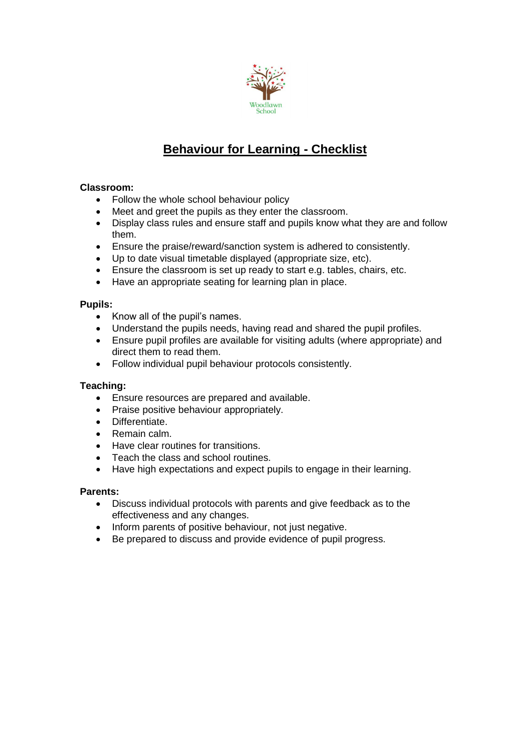Woodlawn School

# Behaviour for Learning - Checklist

**Classroom:**

- Follow the whole school behaviour policy
- Meet and greet the pupils as they enter the classroom.
- Display class rules and ensure staff and pupils know what they are and follow them.
- Ensure the praise/reward/sanction system is adhered to consistently.
- Up to date visual timetable displayed (appropriate size, etc).
- Ensure the classroom is set up ready to start e.g. tables, chairs, etc.
- Have an appropriate seating for learning plan in place.

**Pupils:**

- Know all of the pupil's names.
- Understand the pupils needs, having read and shared the pupil profiles.
- Ensure pupil profiles are available for visiting adults (where appropriate) and direct them to read them.
- Follow individual pupil behaviour protocols consistently.

**Teaching:**

- Ensure resources are prepared and available.
- Praise positive behaviour appropriately.
- Differentiate.
- Remain calm.
- Have clear routines for transitions.
- Teach the class and school routines.
- Have high expectations and expect pupils to engage in their learning.

**Parents:**

- Discuss individual protocols with parents and give feedback as to the effectiveness and any changes.
- Inform parents of positive behaviour, not just negative.
- Be prepared to discuss and provide evidence of pupil progress.